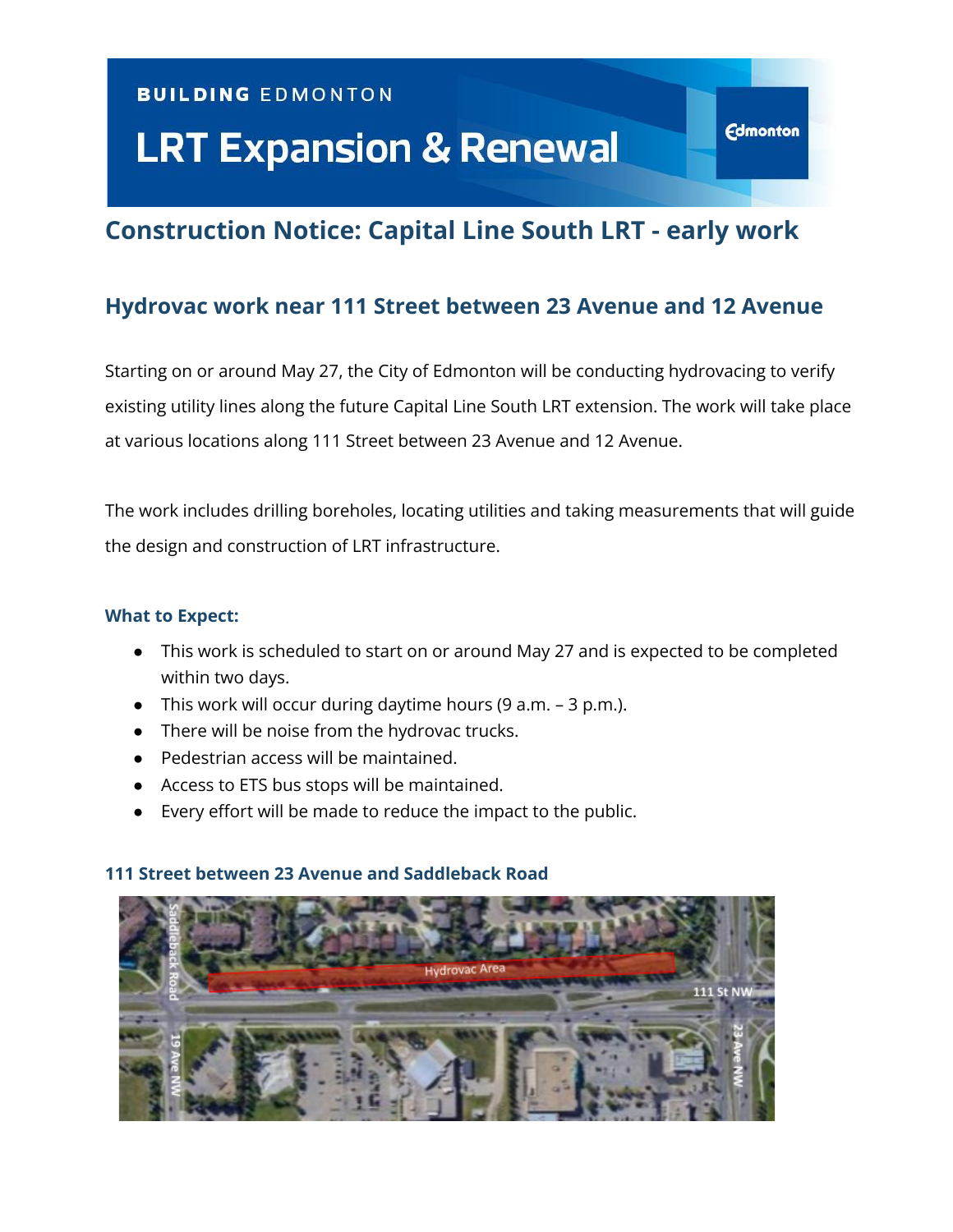BUILDING EDMONTON

# LRT Expansion & Renewal

## Construction Notice: Capital Line South LRT - early work

### Hydrovac work near 111 Street between 23 Avenue and 12 Avenue

Starting on or around May 27, the City of Edmonton will be conducting hydrovacing to verify existing utility lines along the future Capital Line South LRT extension. The work will take place at various locations along 111 Street between 23 Avenue and 12 Avenue.

The work includes drilling boreholes, locating utilities and taking measurements that will guide the design and construction of LRT infrastructure.

#### What to Expect:

- This work is scheduled to start on or around May 27 and is expected to be completed within two days.
- This work will occur during daytime hours (9 a.m. – 3 p.m.).
- There will be noise from the hydrovac trucks.
- Pedestrian access will be maintained.
- Access to ETS bus stops will be maintained.
- Every effort will be made to reduce the impact to the public.

#### 111 Street between 23 Avenue and Saddleback Road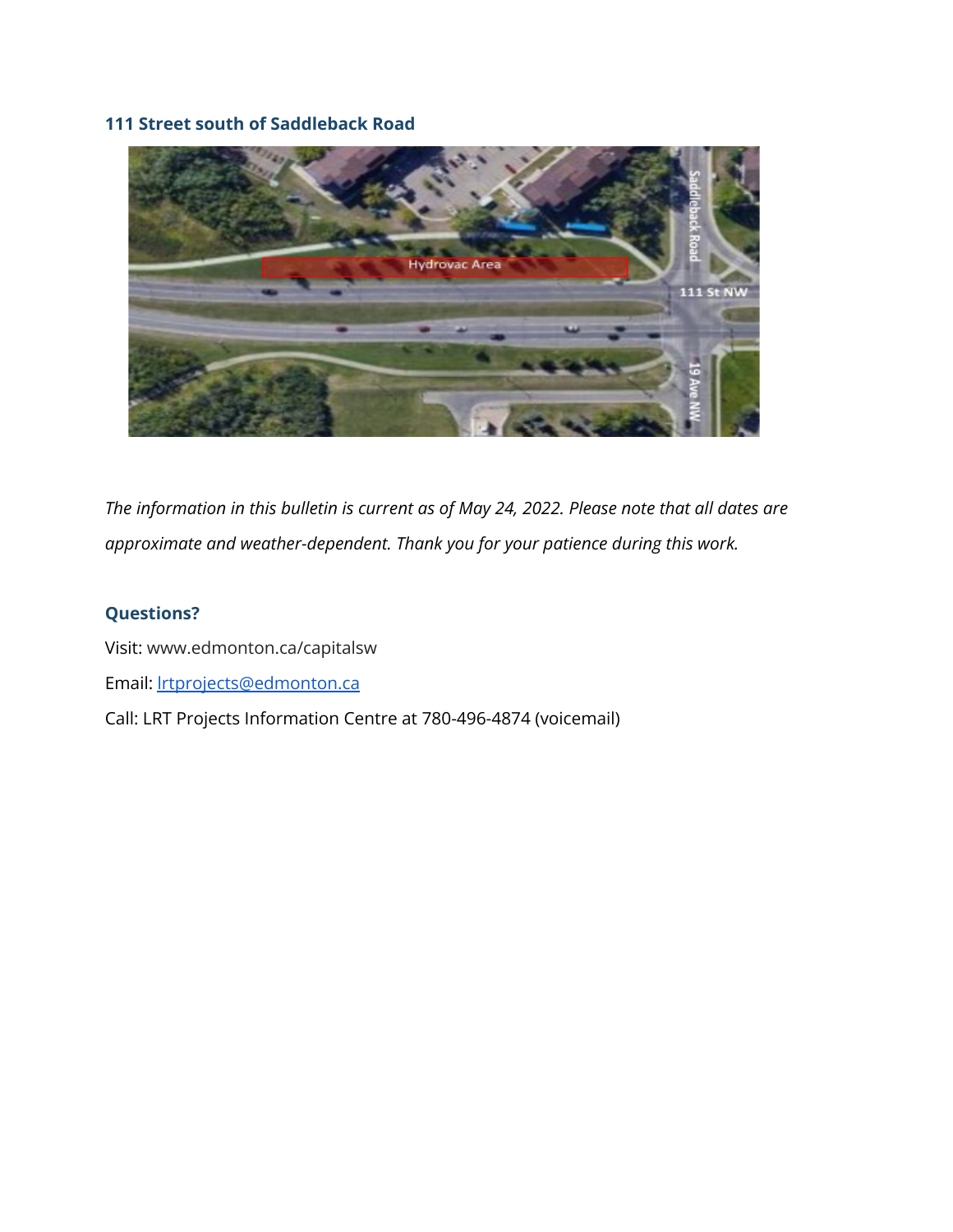### 111 Street south of Saddleback Road

*The information in this bulletin is current as of May 24, 2022. Please note that all dates are approximate and weather-dependent. Thank you for your patience during this work.*

### Questions?

Visit: www.edmonton.ca/capitalsw

Email: lrtprojects@edmonton.ca

Call: LRT Projects Information Centre at 780-496-4874 (voicemail)